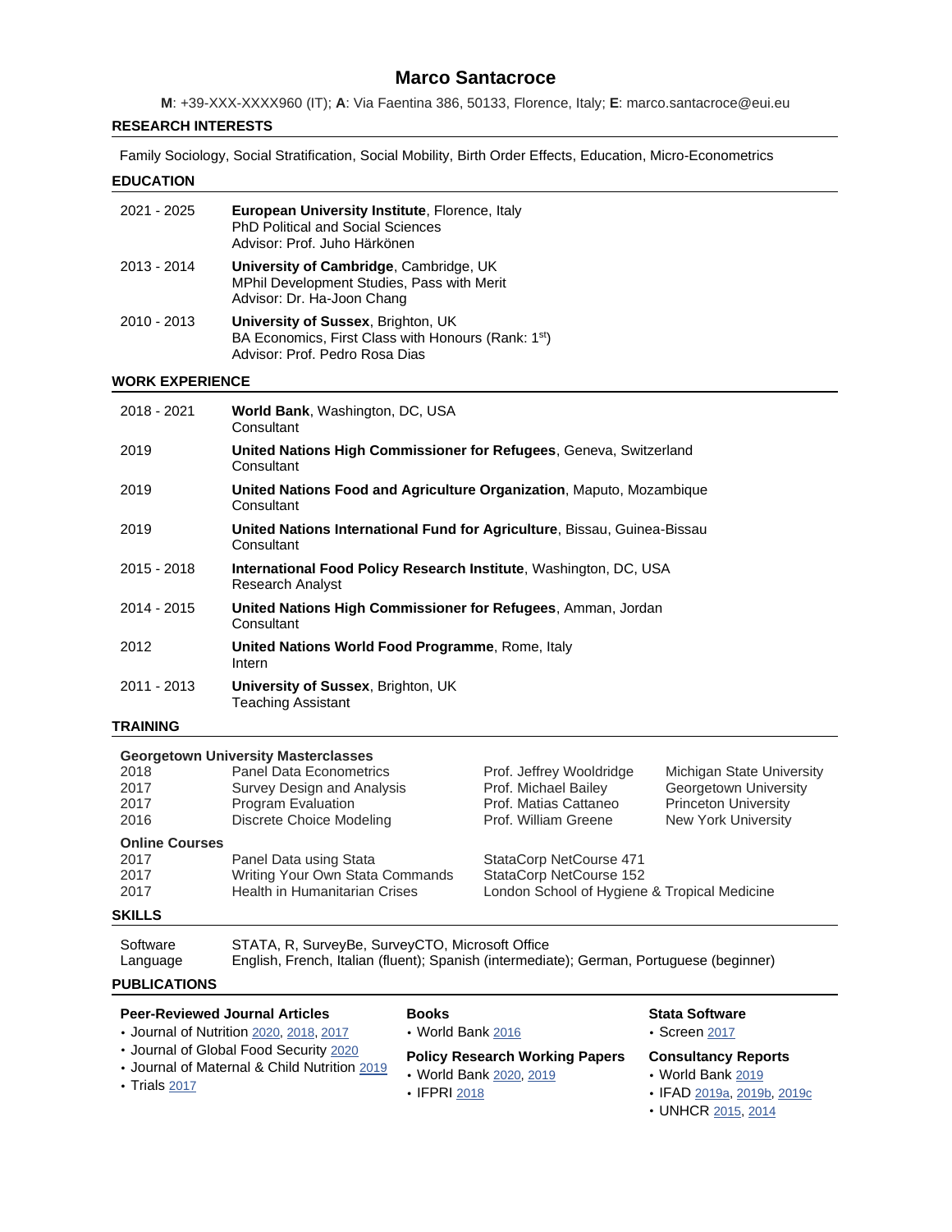# Marco Santacroce

**M**: +39-XXX-XXXX960 (IT); **A**: Via Faentina 386, 50133, Florence, Italy; **E**: marco.santacroce@eui.eu

## RESEARCH INTERESTS

Family Sociology, Social Stratification, Social Mobility, Birth Order Effects, Education, Micro-Econometrics

## EDUCATION

| | |
|---|---|
| 2021 - 2025 | **European University Institute**, Florence, Italy<br>PhD Political and Social Sciences<br>Advisor: Prof. Juho Härkönen |
| 2013 - 2014 | **University of Cambridge**, Cambridge, UK<br>MPhil Development Studies, Pass with Merit<br>Advisor: Dr. Ha-Joon Chang |
| 2010 - 2013 | **University of Sussex**, Brighton, UK<br>BA Economics, First Class with Honours (Rank: 1st)<br>Advisor: Prof. Pedro Rosa Dias |

## WORK EXPERIENCE

| | |
|---|---|
| 2018 - 2021 | **World Bank**, Washington, DC, USA<br>Consultant |
| 2019 | **United Nations High Commissioner for Refugees**, Geneva, Switzerland<br>Consultant |
| 2019 | **United Nations Food and Agriculture Organization**, Maputo, Mozambique<br>Consultant |
| 2019 | **United Nations International Fund for Agriculture**, Bissau, Guinea-Bissau<br>Consultant |
| 2015 - 2018 | **International Food Policy Research Institute**, Washington, DC, USA<br>Research Analyst |
| 2014 - 2015 | **United Nations High Commissioner for Refugees**, Amman, Jordan<br>Consultant |
| 2012 | **United Nations World Food Programme**, Rome, Italy<br>Intern |
| 2011 - 2013 | **University of Sussex**, Brighton, UK<br>Teaching Assistant |

## TRAINING

**Georgetown University Masterclasses**

| | | | |
|---|---|---|---|
| 2018 | Panel Data Econometrics | Prof. Jeffrey Wooldridge | Michigan State University |
| 2017 | Survey Design and Analysis | Prof. Michael Bailey | Georgetown University |
| 2017 | Program Evaluation | Prof. Matias Cattaneo | Princeton University |
| 2016 | Discrete Choice Modeling | Prof. William Greene | New York University |

**Online Courses**

| | | |
|---|---|---|
| 2017 | Panel Data using Stata | StataCorp NetCourse 471 |
| 2017 | Writing Your Own Stata Commands | StataCorp NetCourse 152 |
| 2017 | Health in Humanitarian Crises | London School of Hygiene & Tropical Medicine |

## SKILLS

| | |
|---|---|
| Software | STATA, R, SurveyBe, SurveyCTO, Microsoft Office |
| Language | English, French, Italian (fluent); Spanish (intermediate); German, Portuguese (beginner) |

## PUBLICATIONS

**Peer-Reviewed Journal Articles**
- Journal of Nutrition 2020, 2018, 2017
- Journal of Global Food Security 2020
- Journal of Maternal & Child Nutrition 2019
- Trials 2017

**Books**
- World Bank 2016

**Policy Research Working Papers**
- World Bank 2020, 2019
- IFPRI 2018

**Stata Software**
- Screen 2017

**Consultancy Reports**
- World Bank 2019
- IFAD 2019a, 2019b, 2019c
- UNHCR 2015, 2014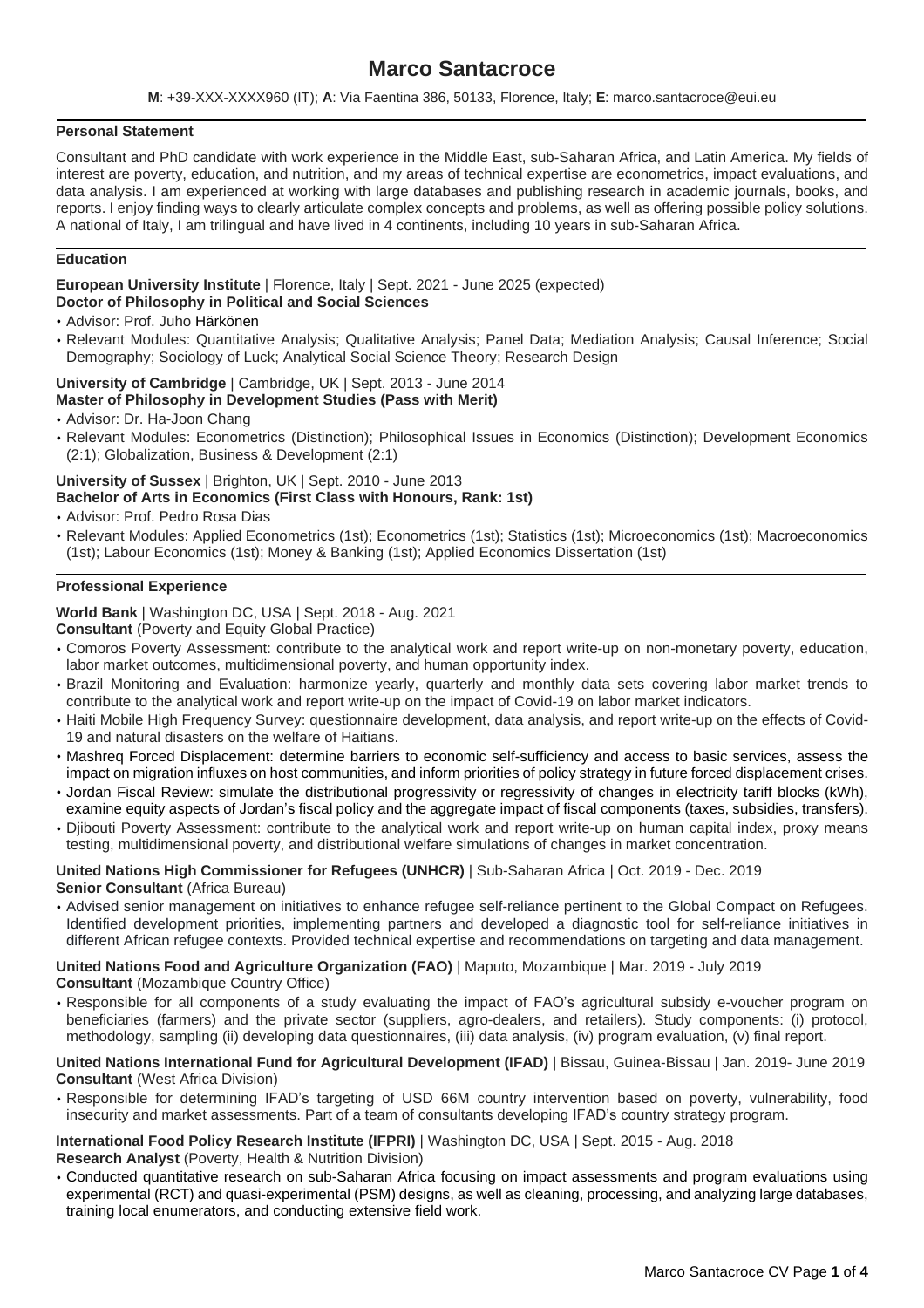# Marco Santacroce

**M**: +39-XXX-XXXX960 (IT); **A**: Via Faentina 386, 50133, Florence, Italy; **E**: marco.santacroce@eui.eu

## Personal Statement

Consultant and PhD candidate with work experience in the Middle East, sub-Saharan Africa, and Latin America. My fields of interest are poverty, education, and nutrition, and my areas of technical expertise are econometrics, impact evaluations, and data analysis. I am experienced at working with large databases and publishing research in academic journals, books, and reports. I enjoy finding ways to clearly articulate complex concepts and problems, as well as offering possible policy solutions. A national of Italy, I am trilingual and have lived in 4 continents, including 10 years in sub-Saharan Africa.

## Education

**European University Institute** | Florence, Italy | Sept. 2021 - June 2025 (expected)
**Doctor of Philosophy in Political and Social Sciences**

- Advisor: Prof. Juho Härkönen
- Relevant Modules: Quantitative Analysis; Qualitative Analysis; Panel Data; Mediation Analysis; Causal Inference; Social Demography; Sociology of Luck; Analytical Social Science Theory; Research Design

**University of Cambridge** | Cambridge, UK | Sept. 2013 - June 2014
**Master of Philosophy in Development Studies (Pass with Merit)**

- Advisor: Dr. Ha-Joon Chang
- Relevant Modules: Econometrics (Distinction); Philosophical Issues in Economics (Distinction); Development Economics (2:1); Globalization, Business & Development (2:1)

**University of Sussex** | Brighton, UK | Sept. 2010 - June 2013
**Bachelor of Arts in Economics (First Class with Honours, Rank: 1st)**

- Advisor: Prof. Pedro Rosa Dias
- Relevant Modules: Applied Econometrics (1st); Econometrics (1st); Statistics (1st); Microeconomics (1st); Macroeconomics (1st); Labour Economics (1st); Money & Banking (1st); Applied Economics Dissertation (1st)

## Professional Experience

**World Bank** | Washington DC, USA | Sept. 2018 - Aug. 2021
**Consultant** (Poverty and Equity Global Practice)

- Comoros Poverty Assessment: contribute to the analytical work and report write-up on non-monetary poverty, education, labor market outcomes, multidimensional poverty, and human opportunity index.
- Brazil Monitoring and Evaluation: harmonize yearly, quarterly and monthly data sets covering labor market trends to contribute to the analytical work and report write-up on the impact of Covid-19 on labor market indicators.
- Haiti Mobile High Frequency Survey: questionnaire development, data analysis, and report write-up on the effects of Covid-19 and natural disasters on the welfare of Haitians.
- Mashreq Forced Displacement: determine barriers to economic self-sufficiency and access to basic services, assess the impact on migration influxes on host communities, and inform priorities of policy strategy in future forced displacement crises.
- Jordan Fiscal Review: simulate the distributional progressivity or regressivity of changes in electricity tariff blocks (kWh), examine equity aspects of Jordan's fiscal policy and the aggregate impact of fiscal components (taxes, subsidies, transfers).
- Djibouti Poverty Assessment: contribute to the analytical work and report write-up on human capital index, proxy means testing, multidimensional poverty, and distributional welfare simulations of changes in market concentration.

**United Nations High Commissioner for Refugees (UNHCR)** | Sub-Saharan Africa | Oct. 2019 - Dec. 2019
**Senior Consultant** (Africa Bureau)

- Advised senior management on initiatives to enhance refugee self-reliance pertinent to the Global Compact on Refugees. Identified development priorities, implementing partners and developed a diagnostic tool for self-reliance initiatives in different African refugee contexts. Provided technical expertise and recommendations on targeting and data management.

**United Nations Food and Agriculture Organization (FAO)** | Maputo, Mozambique | Mar. 2019 - July 2019
**Consultant** (Mozambique Country Office)

- Responsible for all components of a study evaluating the impact of FAO's agricultural subsidy e-voucher program on beneficiaries (farmers) and the private sector (suppliers, agro-dealers, and retailers). Study components: (i) protocol, methodology, sampling (ii) developing data questionnaires, (iii) data analysis, (iv) program evaluation, (v) final report.

**United Nations International Fund for Agricultural Development (IFAD)** | Bissau, Guinea-Bissau | Jan. 2019- June 2019
**Consultant** (West Africa Division)

- Responsible for determining IFAD's targeting of USD 66M country intervention based on poverty, vulnerability, food insecurity and market assessments. Part of a team of consultants developing IFAD's country strategy program.

**International Food Policy Research Institute (IFPRI)** | Washington DC, USA | Sept. 2015 - Aug. 2018
**Research Analyst** (Poverty, Health & Nutrition Division)

- Conducted quantitative research on sub-Saharan Africa focusing on impact assessments and program evaluations using experimental (RCT) and quasi-experimental (PSM) designs, as well as cleaning, processing, and analyzing large databases, training local enumerators, and conducting extensive field work.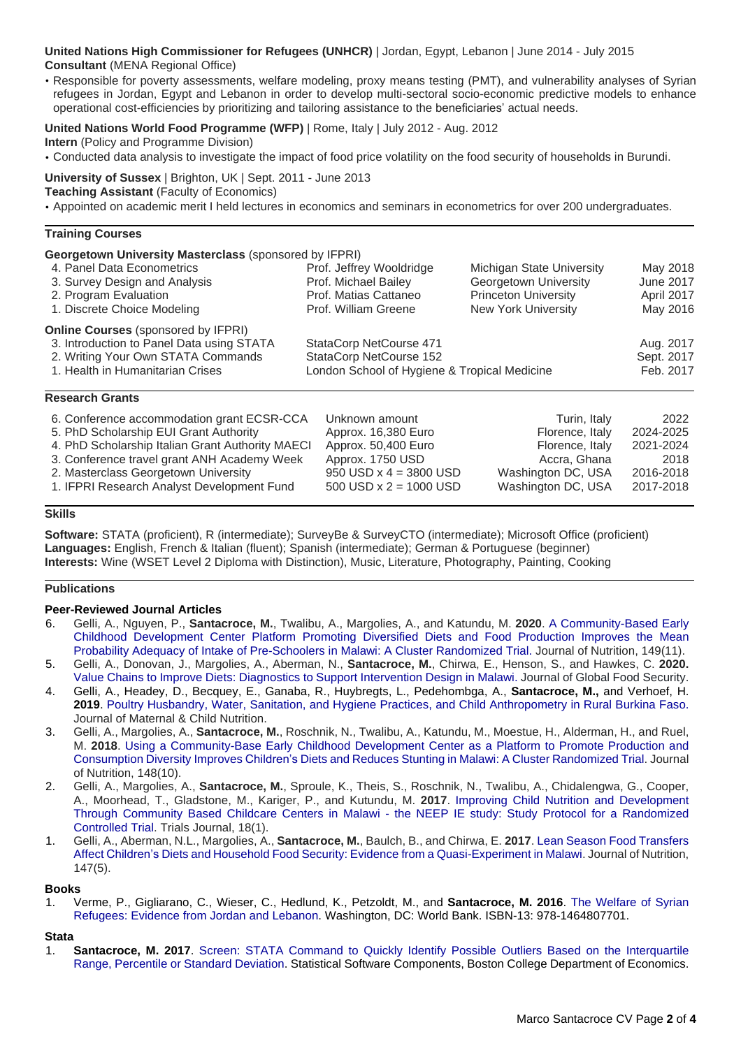**United Nations High Commissioner for Refugees (UNHCR)** | Jordan, Egypt, Lebanon | June 2014 - July 2015
**Consultant** (MENA Regional Office)

- Responsible for poverty assessments, welfare modeling, proxy means testing (PMT), and vulnerability analyses of Syrian refugees in Jordan, Egypt and Lebanon in order to develop multi-sectoral socio-economic predictive models to enhance operational cost-efficiencies by prioritizing and tailoring assistance to the beneficiaries' actual needs.

**United Nations World Food Programme (WFP)** | Rome, Italy | July 2012 - Aug. 2012
**Intern** (Policy and Programme Division)

- Conducted data analysis to investigate the impact of food price volatility on the food security of households in Burundi.

**University of Sussex** | Brighton, UK | Sept. 2011 - June 2013
**Teaching Assistant** (Faculty of Economics)

- Appointed on academic merit I held lectures in economics and seminars in econometrics for over 200 undergraduates.

## Training Courses

**Georgetown University Masterclass** (sponsored by IFPRI)

| | | | |
|---|---|---|---|
| 4. Panel Data Econometrics | Prof. Jeffrey Wooldridge | Michigan State University | May 2018 |
| 3. Survey Design and Analysis | Prof. Michael Bailey | Georgetown University | June 2017 |
| 2. Program Evaluation | Prof. Matias Cattaneo | Princeton University | April 2017 |
| 1. Discrete Choice Modeling | Prof. William Greene | New York University | May 2016 |

**Online Courses** (sponsored by IFPRI)

| | | |
|---|---|---|
| 3. Introduction to Panel Data using STATA | StataCorp NetCourse 471 | Aug. 2017 |
| 2. Writing Your Own STATA Commands | StataCorp NetCourse 152 | Sept. 2017 |
| 1. Health in Humanitarian Crises | London School of Hygiene & Tropical Medicine | Feb. 2017 |

## Research Grants

| | | | |
|---|---|---|---|
| 6. Conference accommodation grant ECSR-CCA | Unknown amount | Turin, Italy | 2022 |
| 5. PhD Scholarship EUI Grant Authority | Approx. 16,380 Euro | Florence, Italy | 2024-2025 |
| 4. PhD Scholarship Italian Grant Authority MAECI | Approx. 50,400 Euro | Florence, Italy | 2021-2024 |
| 3. Conference travel grant ANH Academy Week | Approx. 1750 USD | Accra, Ghana | 2018 |
| 2. Masterclass Georgetown University | 950 USD x 4 = 3800 USD | Washington DC, USA | 2016-2018 |
| 1. IFPRI Research Analyst Development Fund | 500 USD x 2 = 1000 USD | Washington DC, USA | 2017-2018 |

## Skills

**Software:** STATA (proficient), R (intermediate); SurveyBe & SurveyCTO (intermediate); Microsoft Office (proficient)
**Languages:** English, French & Italian (fluent); Spanish (intermediate); German & Portuguese (beginner)
**Interests:** Wine (WSET Level 2 Diploma with Distinction), Music, Literature, Photography, Painting, Cooking

## Publications

### Peer-Reviewed Journal Articles

6. Gelli, A., Nguyen, P., **Santacroce, M.**, Twalibu, A., Margolies, A., and Katundu, M. **2020**. A Community-Based Early Childhood Development Center Platform Promoting Diversified Diets and Food Production Improves the Mean Probability Adequacy of Intake of Pre-Schoolers in Malawi: A Cluster Randomized Trial. Journal of Nutrition, 149(11).
5. Gelli, A., Donovan, J., Margolies, A., Aberman, N., **Santacroce, M.**, Chirwa, E., Henson, S., and Hawkes, C. **2020.** Value Chains to Improve Diets: Diagnostics to Support Intervention Design in Malawi. Journal of Global Food Security.
4. Gelli, A., Headey, D., Becquey, E., Ganaba, R., Huybregts, L., Pedehombga, A., **Santacroce, M.,** and Verhoef, H. **2019**. Poultry Husbandry, Water, Sanitation, and Hygiene Practices, and Child Anthropometry in Rural Burkina Faso. Journal of Maternal & Child Nutrition.
3. Gelli, A., Margolies, A., **Santacroce, M.**, Roschnik, N., Twalibu, A., Katundu, M., Moestue, H., Alderman, H., and Ruel, M. **2018**. Using a Community-Base Early Childhood Development Center as a Platform to Promote Production and Consumption Diversity Improves Children's Diets and Reduces Stunting in Malawi: A Cluster Randomized Trial. Journal of Nutrition, 148(10).
2. Gelli, A., Margolies, A., **Santacroce, M.**, Sproule, K., Theis, S., Roschnik, N., Twalibu, A., Chidalengwa, G., Cooper, A., Moorhead, T., Gladstone, M., Kariger, P., and Kutundu, M. **2017**. Improving Child Nutrition and Development Through Community Based Childcare Centers in Malawi - the NEEP IE study: Study Protocol for a Randomized Controlled Trial. Trials Journal, 18(1).
1. Gelli, A., Aberman, N.L., Margolies, A., **Santacroce, M.**, Baulch, B., and Chirwa, E. **2017**. Lean Season Food Transfers Affect Children's Diets and Household Food Security: Evidence from a Quasi-Experiment in Malawi. Journal of Nutrition, 147(5).

### Books

1. Verme, P., Gigliarano, C., Wieser, C., Hedlund, K., Petzoldt, M., and **Santacroce, M. 2016**. The Welfare of Syrian Refugees: Evidence from Jordan and Lebanon. Washington, DC: World Bank. ISBN-13: 978-1464807701.

### Stata

1. **Santacroce, M. 2017**. Screen: STATA Command to Quickly Identify Possible Outliers Based on the Interquartile Range, Percentile or Standard Deviation. Statistical Software Components, Boston College Department of Economics.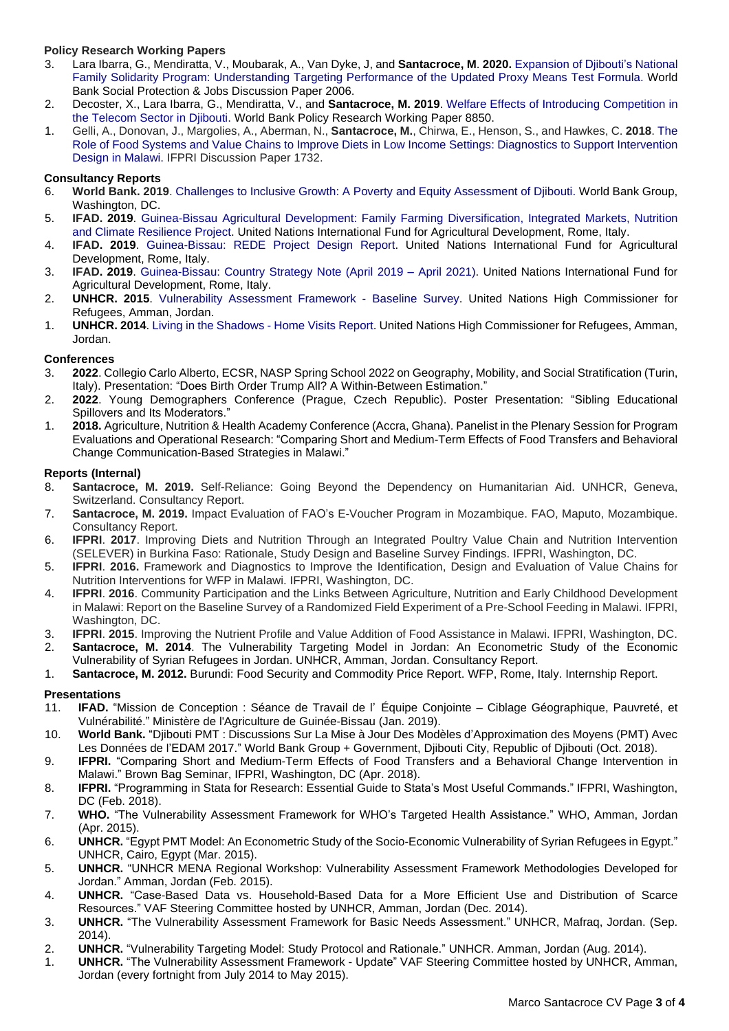### Policy Research Working Papers

3. Lara Ibarra, G., Mendiratta, V., Moubarak, A., Van Dyke, J, and **Santacroce, M**. **2020.** Expansion of Djibouti's National Family Solidarity Program: Understanding Targeting Performance of the Updated Proxy Means Test Formula. World Bank Social Protection & Jobs Discussion Paper 2006.
2. Decoster, X., Lara Ibarra, G., Mendiratta, V., and **Santacroce, M. 2019**. Welfare Effects of Introducing Competition in the Telecom Sector in Djibouti. World Bank Policy Research Working Paper 8850.
1. Gelli, A., Donovan, J., Margolies, A., Aberman, N., **Santacroce, M.**, Chirwa, E., Henson, S., and Hawkes, C. **2018**. The Role of Food Systems and Value Chains to Improve Diets in Low Income Settings: Diagnostics to Support Intervention Design in Malawi. IFPRI Discussion Paper 1732.

### Consultancy Reports

6. **World Bank. 2019**. Challenges to Inclusive Growth: A Poverty and Equity Assessment of Djibouti. World Bank Group, Washington, DC.
5. **IFAD. 2019**. Guinea-Bissau Agricultural Development: Family Farming Diversification, Integrated Markets, Nutrition and Climate Resilience Project. United Nations International Fund for Agricultural Development, Rome, Italy.
4. **IFAD. 2019**. Guinea-Bissau: REDE Project Design Report. United Nations International Fund for Agricultural Development, Rome, Italy.
3. **IFAD. 2019**. Guinea-Bissau: Country Strategy Note (April 2019 – April 2021). United Nations International Fund for Agricultural Development, Rome, Italy.
2. **UNHCR. 2015**. Vulnerability Assessment Framework - Baseline Survey. United Nations High Commissioner for Refugees, Amman, Jordan.
1. **UNHCR. 2014**. Living in the Shadows - Home Visits Report. United Nations High Commissioner for Refugees, Amman, Jordan.

### Conferences

3. **2022**. Collegio Carlo Alberto, ECSR, NASP Spring School 2022 on Geography, Mobility, and Social Stratification (Turin, Italy). Presentation: "Does Birth Order Trump All? A Within-Between Estimation."
2. **2022**. Young Demographers Conference (Prague, Czech Republic). Poster Presentation: "Sibling Educational Spillovers and Its Moderators."
1. **2018.** Agriculture, Nutrition & Health Academy Conference (Accra, Ghana). Panelist in the Plenary Session for Program Evaluations and Operational Research: "Comparing Short and Medium-Term Effects of Food Transfers and Behavioral Change Communication-Based Strategies in Malawi."

### Reports (Internal)

8. **Santacroce, M. 2019.** Self-Reliance: Going Beyond the Dependency on Humanitarian Aid. UNHCR, Geneva, Switzerland. Consultancy Report.
7. **Santacroce, M. 2019.** Impact Evaluation of FAO's E-Voucher Program in Mozambique. FAO, Maputo, Mozambique. Consultancy Report.
6. **IFPRI**. **2017**. Improving Diets and Nutrition Through an Integrated Poultry Value Chain and Nutrition Intervention (SELEVER) in Burkina Faso: Rationale, Study Design and Baseline Survey Findings. IFPRI, Washington, DC.
5. **IFPRI**. **2016.** Framework and Diagnostics to Improve the Identification, Design and Evaluation of Value Chains for Nutrition Interventions for WFP in Malawi. IFPRI, Washington, DC.
4. **IFPRI**. **2016**. Community Participation and the Links Between Agriculture, Nutrition and Early Childhood Development in Malawi: Report on the Baseline Survey of a Randomized Field Experiment of a Pre-School Feeding in Malawi. IFPRI, Washington, DC.
3. **IFPRI**. **2015**. Improving the Nutrient Profile and Value Addition of Food Assistance in Malawi. IFPRI, Washington, DC.
2. **Santacroce, M. 2014**. The Vulnerability Targeting Model in Jordan: An Econometric Study of the Economic Vulnerability of Syrian Refugees in Jordan. UNHCR, Amman, Jordan. Consultancy Report.
1. **Santacroce, M. 2012.** Burundi: Food Security and Commodity Price Report. WFP, Rome, Italy. Internship Report.

### Presentations

11. **IFAD.** "Mission de Conception : Séance de Travail de l' Équipe Conjointe – Ciblage Géographique, Pauvreté, et Vulnérabilité." Ministère de l'Agriculture de Guinée-Bissau (Jan. 2019).
10. **World Bank.** "Djibouti PMT : Discussions Sur La Mise à Jour Des Modèles d'Approximation des Moyens (PMT) Avec Les Données de l'EDAM 2017." World Bank Group + Government, Djibouti City, Republic of Djibouti (Oct. 2018).
9. **IFPRI.** "Comparing Short and Medium-Term Effects of Food Transfers and a Behavioral Change Intervention in Malawi." Brown Bag Seminar, IFPRI, Washington, DC (Apr. 2018).
8. **IFPRI.** "Programming in Stata for Research: Essential Guide to Stata's Most Useful Commands." IFPRI, Washington, DC (Feb. 2018).
7. **WHO.** "The Vulnerability Assessment Framework for WHO's Targeted Health Assistance." WHO, Amman, Jordan (Apr. 2015).
6. **UNHCR.** "Egypt PMT Model: An Econometric Study of the Socio-Economic Vulnerability of Syrian Refugees in Egypt." UNHCR, Cairo, Egypt (Mar. 2015).
5. **UNHCR.** "UNHCR MENA Regional Workshop: Vulnerability Assessment Framework Methodologies Developed for Jordan." Amman, Jordan (Feb. 2015).
4. **UNHCR.** "Case-Based Data vs. Household-Based Data for a More Efficient Use and Distribution of Scarce Resources." VAF Steering Committee hosted by UNHCR, Amman, Jordan (Dec. 2014).
3. **UNHCR.** "The Vulnerability Assessment Framework for Basic Needs Assessment." UNHCR, Mafraq, Jordan. (Sep. 2014).
2. **UNHCR.** "Vulnerability Targeting Model: Study Protocol and Rationale." UNHCR. Amman, Jordan (Aug. 2014).
1. **UNHCR.** "The Vulnerability Assessment Framework - Update" VAF Steering Committee hosted by UNHCR, Amman, Jordan (every fortnight from July 2014 to May 2015).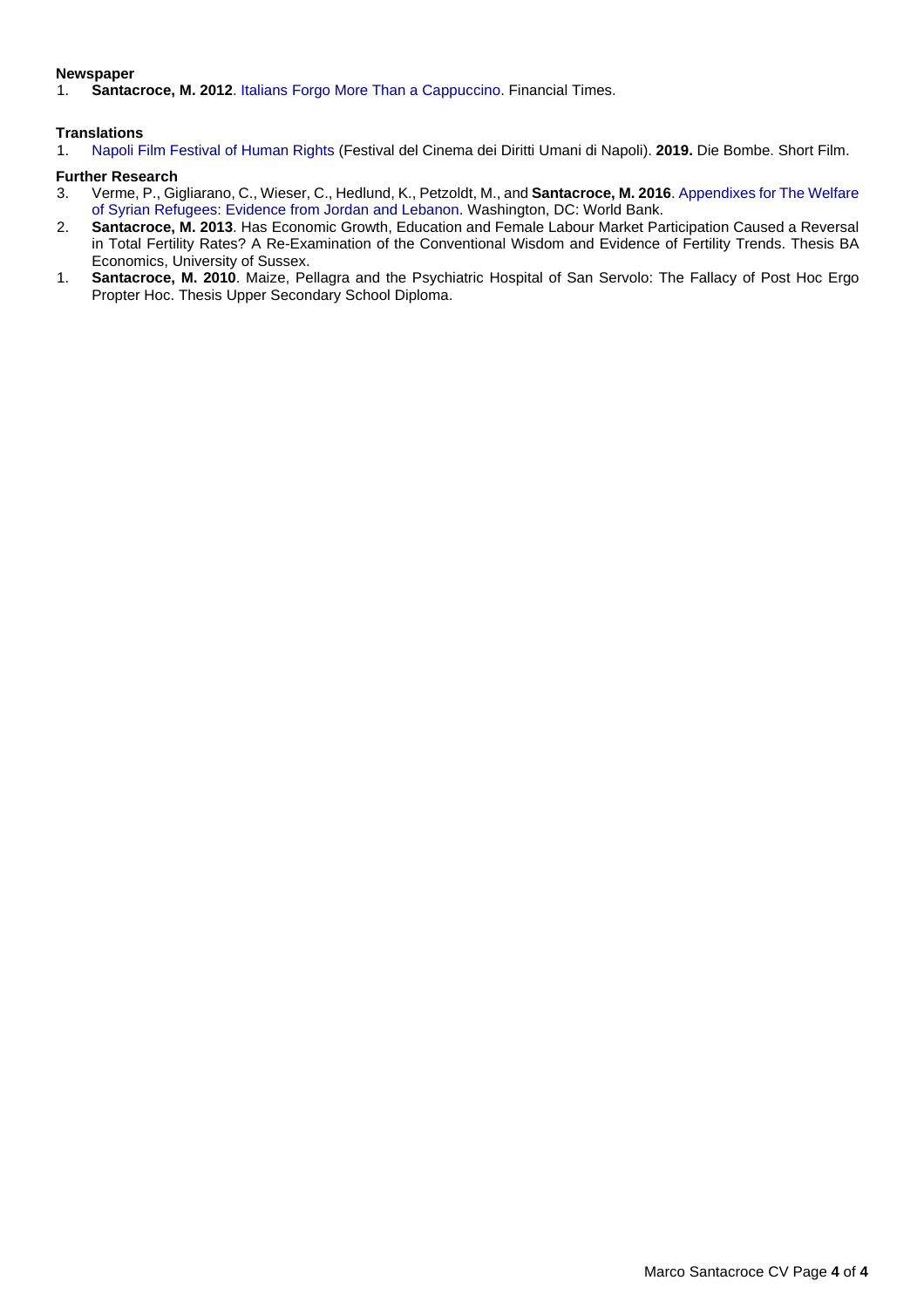**Newspaper**

1. **Santacroce, M. 2012**. Italians Forgo More Than a Cappuccino. Financial Times.

**Translations**

1. Napoli Film Festival of Human Rights (Festival del Cinema dei Diritti Umani di Napoli). **2019.** Die Bombe. Short Film.

**Further Research**

3. Verme, P., Gigliarano, C., Wieser, C., Hedlund, K., Petzoldt, M., and **Santacroce, M. 2016**. Appendixes for The Welfare of Syrian Refugees: Evidence from Jordan and Lebanon. Washington, DC: World Bank.
2. **Santacroce, M. 2013**. Has Economic Growth, Education and Female Labour Market Participation Caused a Reversal in Total Fertility Rates? A Re-Examination of the Conventional Wisdom and Evidence of Fertility Trends. Thesis BA Economics, University of Sussex.
1. **Santacroce, M. 2010**. Maize, Pellagra and the Psychiatric Hospital of San Servolo: The Fallacy of Post Hoc Ergo Propter Hoc. Thesis Upper Secondary School Diploma.